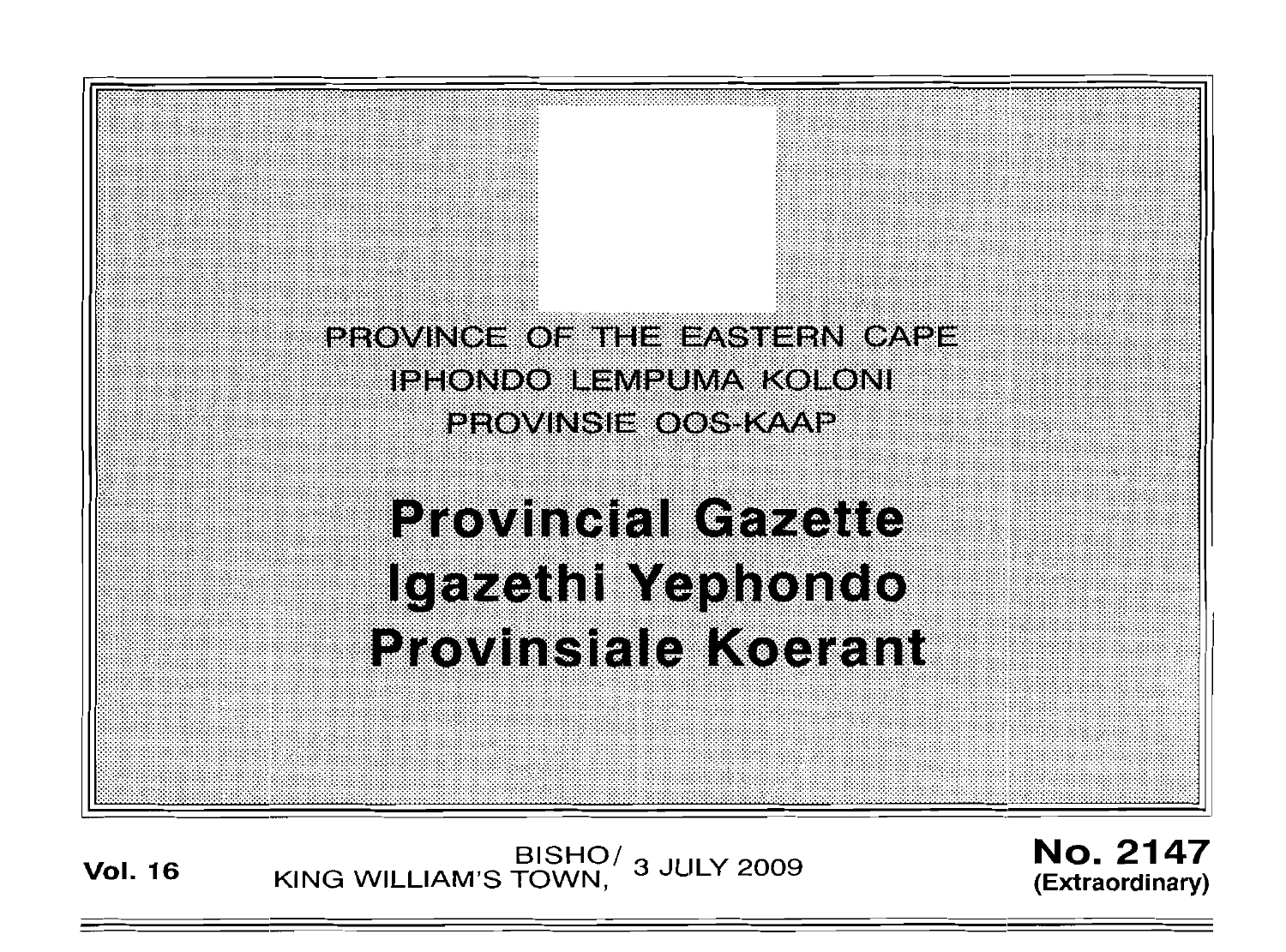PROVINCE OF THE EASTERN CAPE
IPHONDO LEMPUMA KOLONI
PROVINSIE OOS-KAAP

# Provincial Gazette
# Igazethi Yephondo
# Provinsiale Koerant

**Vol. 16** BISHO/ KING WILLIAM'S TOWN, 3 JULY 2009 **No. 2147 (Extraordinary)**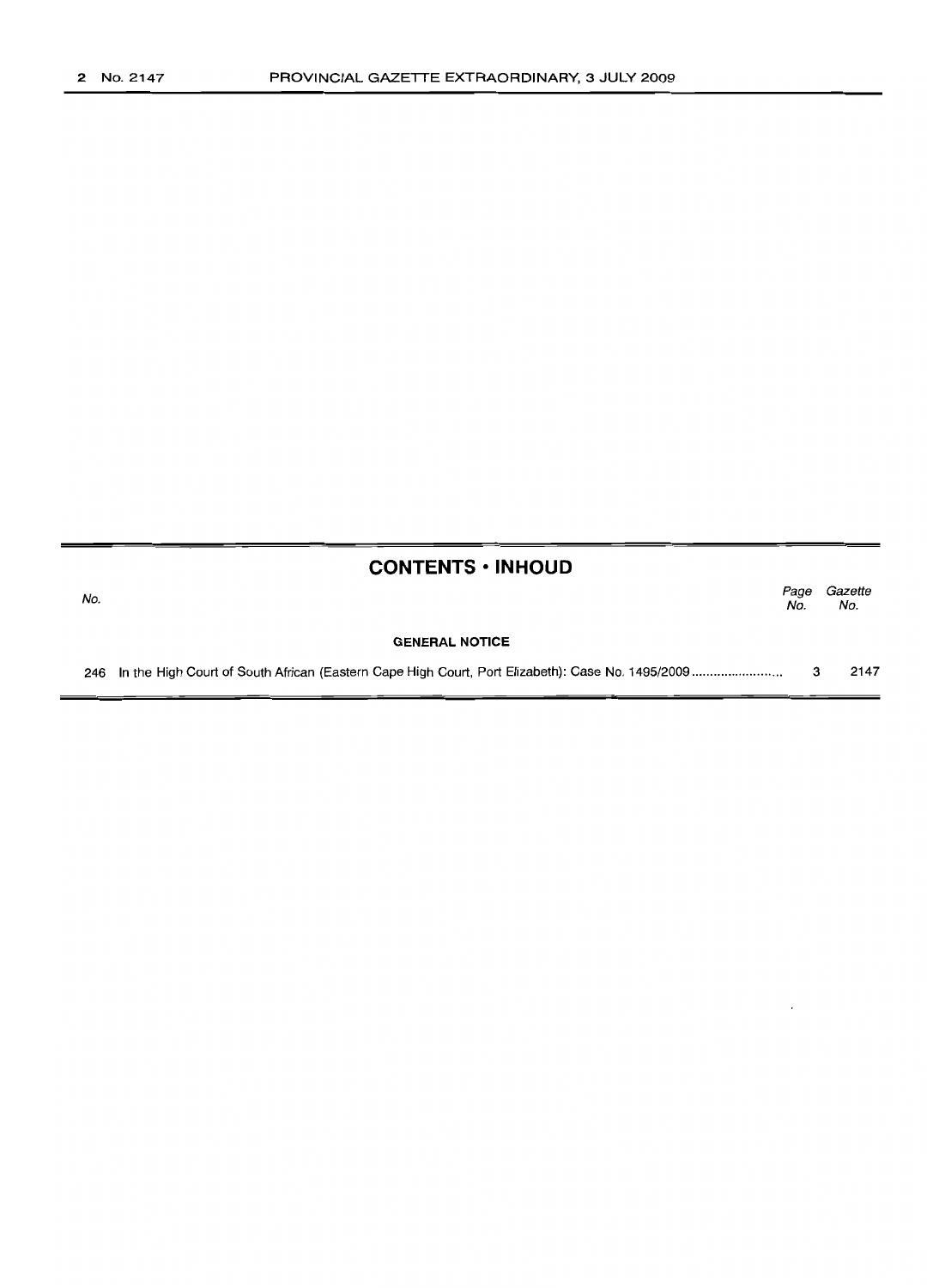## CONTENTS • INHOUD

| No. | | Page No. | Gazette No. |
|---|---|---|---|
| | **GENERAL NOTICE** | | |
| 246 | In the High Court of South African (Eastern Cape High Court, Port Elizabeth): Case No. 1495/2009 | 3 | 2147 |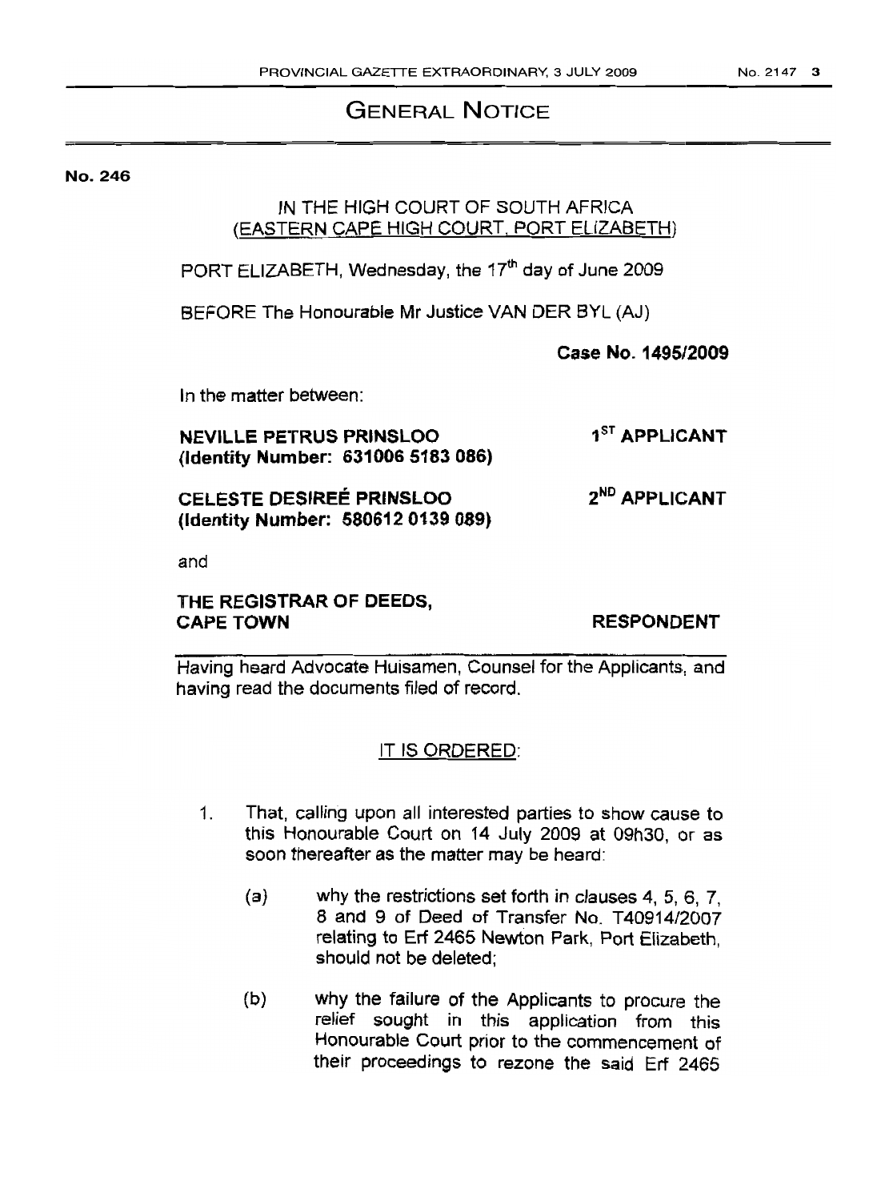## GENERAL NOTICE

**No. 246**

IN THE HIGH COURT OF SOUTH AFRICA
(EASTERN CAPE HIGH COURT, PORT ELIZABETH)

PORT ELIZABETH, Wednesday, the 17th day of June 2009

BEFORE The Honourable Mr Justice VAN DER BYL (AJ)

**Case No. 1495/2009**

In the matter between:

**NEVILLE PETRUS PRINSLOO** **1ST APPLICANT**
**(Identity Number: 631006 5183 086)**

**CELESTE DESIREÉ PRINSLOO** **2ND APPLICANT**
**(Identity Number: 580612 0139 089)**

and

**THE REGISTRAR OF DEEDS, CAPE TOWN** **RESPONDENT**

Having heard Advocate Huisamen, Counsel for the Applicants, and having read the documents filed of record.

IT IS ORDERED:

1. That, calling upon all interested parties to show cause to this Honourable Court on 14 July 2009 at 09h30, or as soon thereafter as the matter may be heard:

   (a) why the restrictions set forth in clauses 4, 5, 6, 7, 8 and 9 of Deed of Transfer No. T40914/2007 relating to Erf 2465 Newton Park, Port Elizabeth, should not be deleted;

   (b) why the failure of the Applicants to procure the relief sought in this application from this Honourable Court prior to the commencement of their proceedings to rezone the said Erf 2465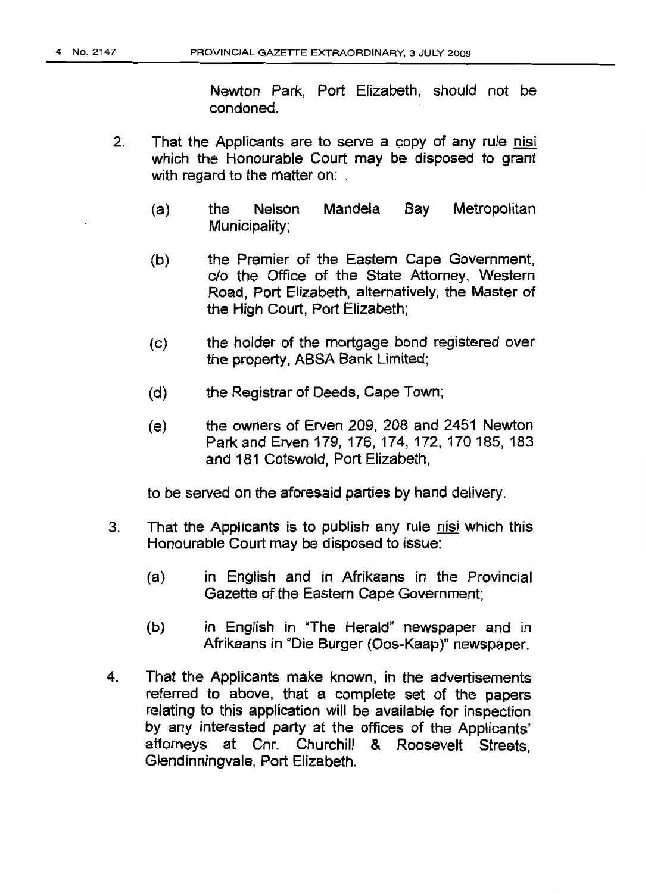Newton Park, Port Elizabeth, should not be condoned.

2. That the Applicants are to serve a copy of any rule nisi which the Honourable Court may be disposed to grant with regard to the matter on:

   (a) the Nelson Mandela Bay Metropolitan Municipality;

   (b) the Premier of the Eastern Cape Government, c/o the Office of the State Attorney, Western Road, Port Elizabeth, alternatively, the Master of the High Court, Port Elizabeth;

   (c) the holder of the mortgage bond registered over the property, ABSA Bank Limited;

   (d) the Registrar of Deeds, Cape Town;

   (e) the owners of Erven 209, 208 and 2451 Newton Park and Erven 179, 176, 174, 172, 170 185, 183 and 181 Cotswold, Port Elizabeth,

   to be served on the aforesaid parties by hand delivery.

3. That the Applicants is to publish any rule nisi which this Honourable Court may be disposed to issue:

   (a) in English and in Afrikaans in the Provincial Gazette of the Eastern Cape Government;

   (b) in English in "The Herald" newspaper and in Afrikaans in "Die Burger (Oos-Kaap)" newspaper.

4. That the Applicants make known, in the advertisements referred to above, that a complete set of the papers relating to this application will be available for inspection by any interested party at the offices of the Applicants' attorneys at Cnr. Churchill & Roosevelt Streets, Glendinningvale, Port Elizabeth.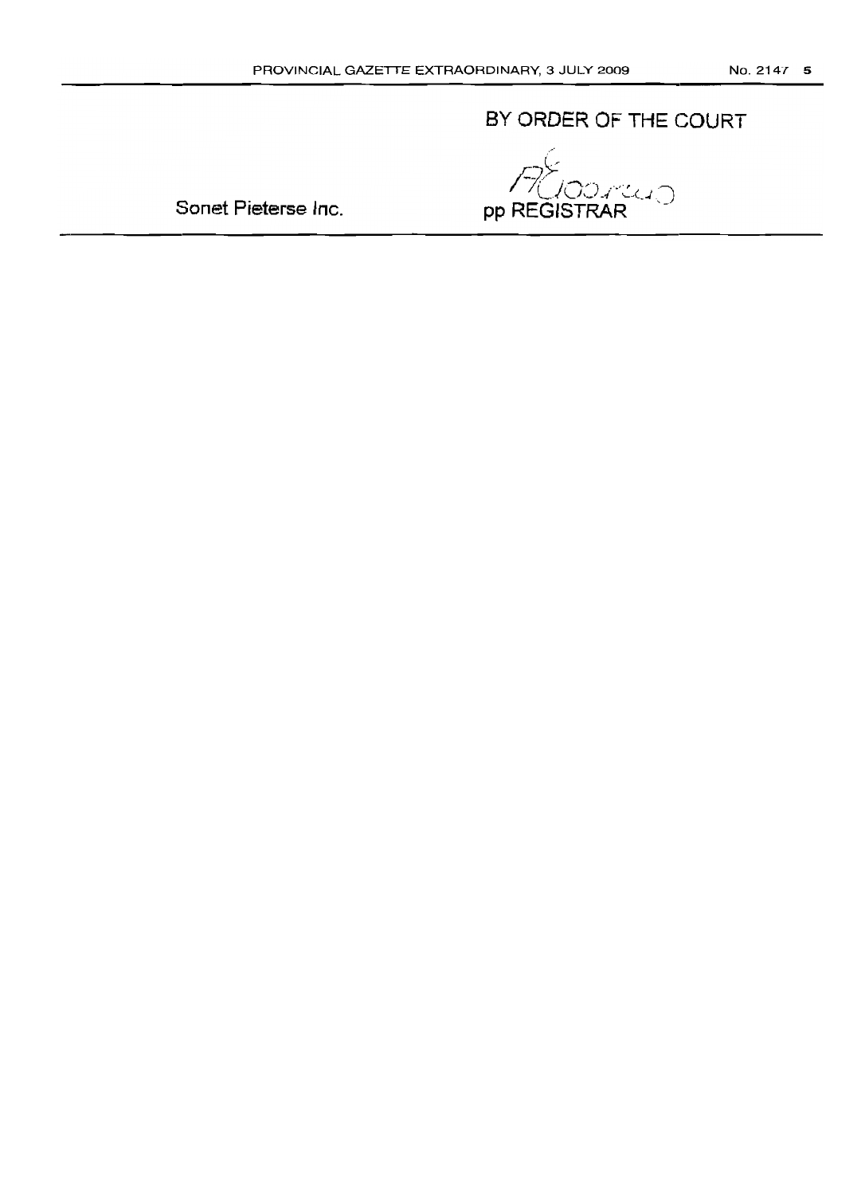BY ORDER OF THE COURT

Sonet Pieterse Inc.

pp REGISTRAR